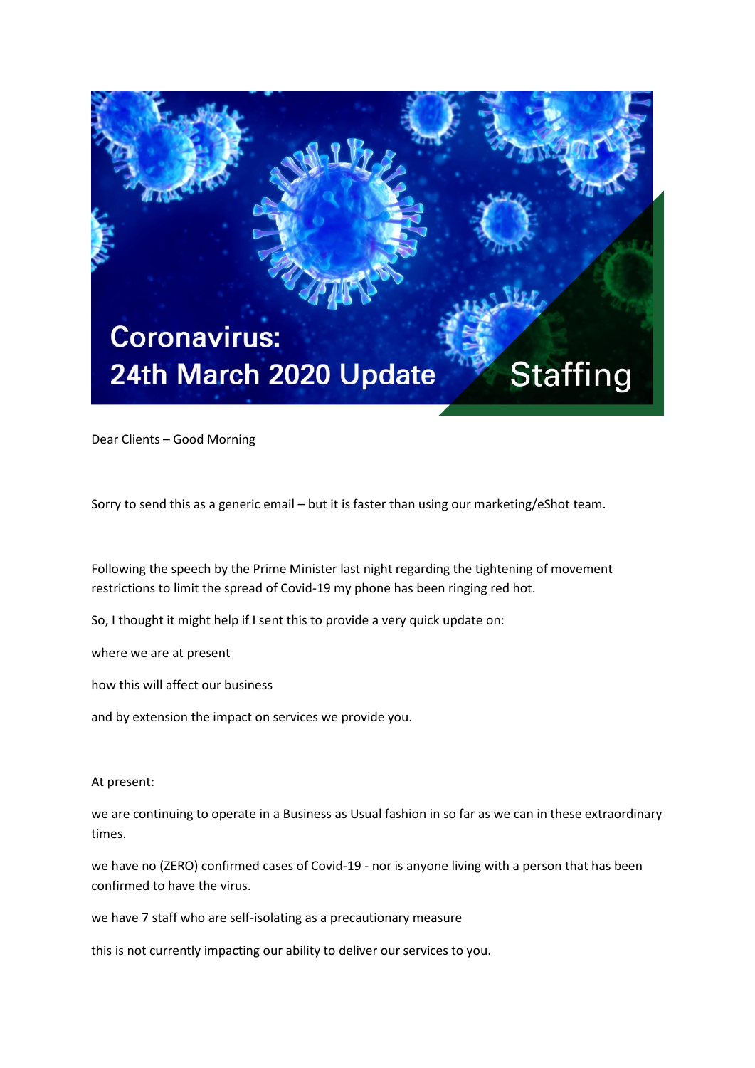# Coronavirus: 24th March 2020 Update

Staffing

Dear Clients – Good Morning

Sorry to send this as a generic email – but it is faster than using our marketing/eShot team.

Following the speech by the Prime Minister last night regarding the tightening of movement restrictions to limit the spread of Covid-19 my phone has been ringing red hot.

So, I thought it might help if I sent this to provide a very quick update on:

where we are at present

how this will affect our business

and by extension the impact on services we provide you.

At present:

we are continuing to operate in a Business as Usual fashion in so far as we can in these extraordinary times.

we have no (ZERO) confirmed cases of Covid-19 - nor is anyone living with a person that has been confirmed to have the virus.

we have 7 staff who are self-isolating as a precautionary measure

this is not currently impacting our ability to deliver our services to you.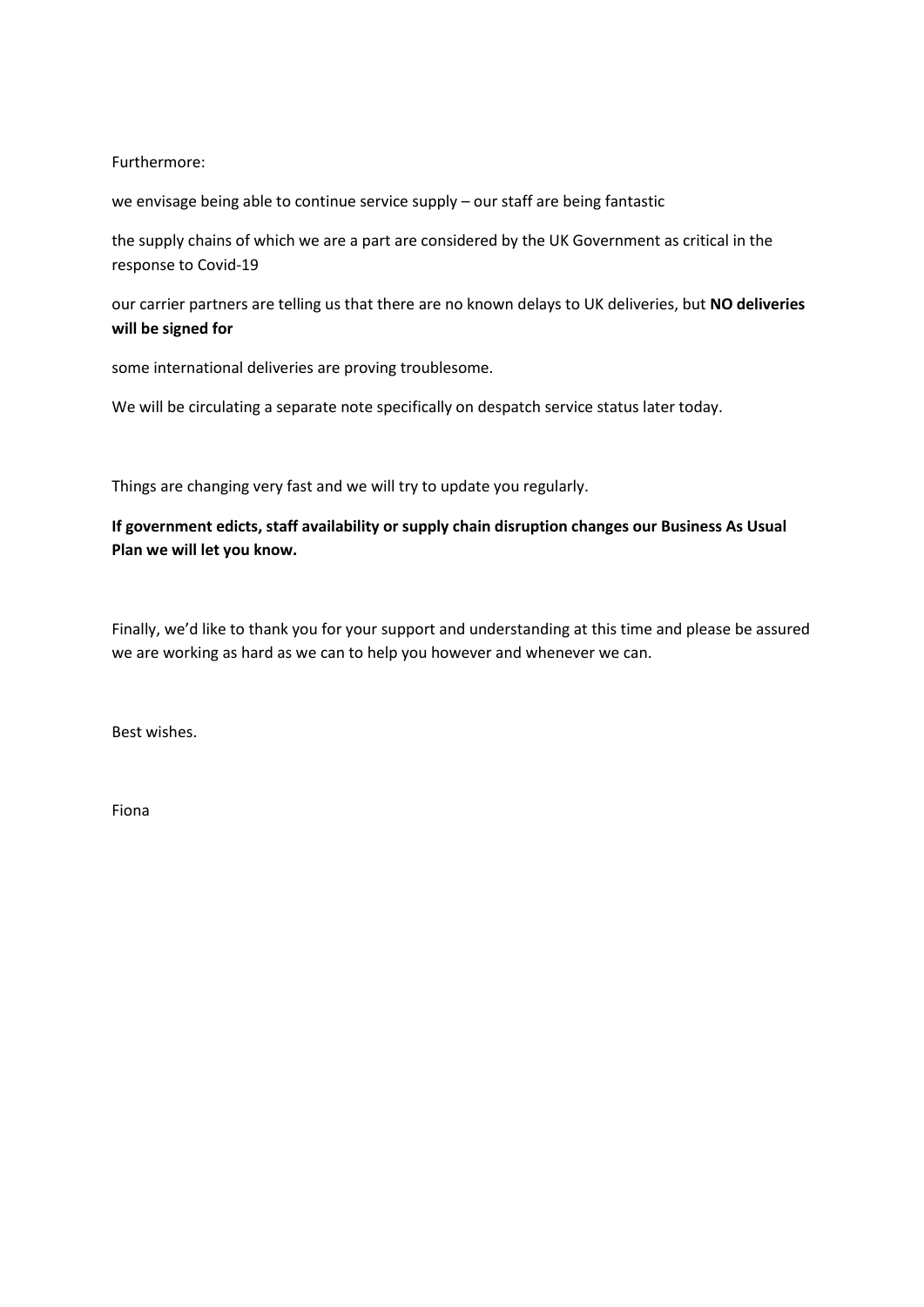Furthermore:

we envisage being able to continue service supply – our staff are being fantastic

the supply chains of which we are a part are considered by the UK Government as critical in the response to Covid-19

our carrier partners are telling us that there are no known delays to UK deliveries, but **NO deliveries will be signed for**

some international deliveries are proving troublesome.

We will be circulating a separate note specifically on despatch service status later today.

Things are changing very fast and we will try to update you regularly.

**If government edicts, staff availability or supply chain disruption changes our Business As Usual Plan we will let you know.**

Finally, we'd like to thank you for your support and understanding at this time and please be assured we are working as hard as we can to help you however and whenever we can.

Best wishes.

Fiona